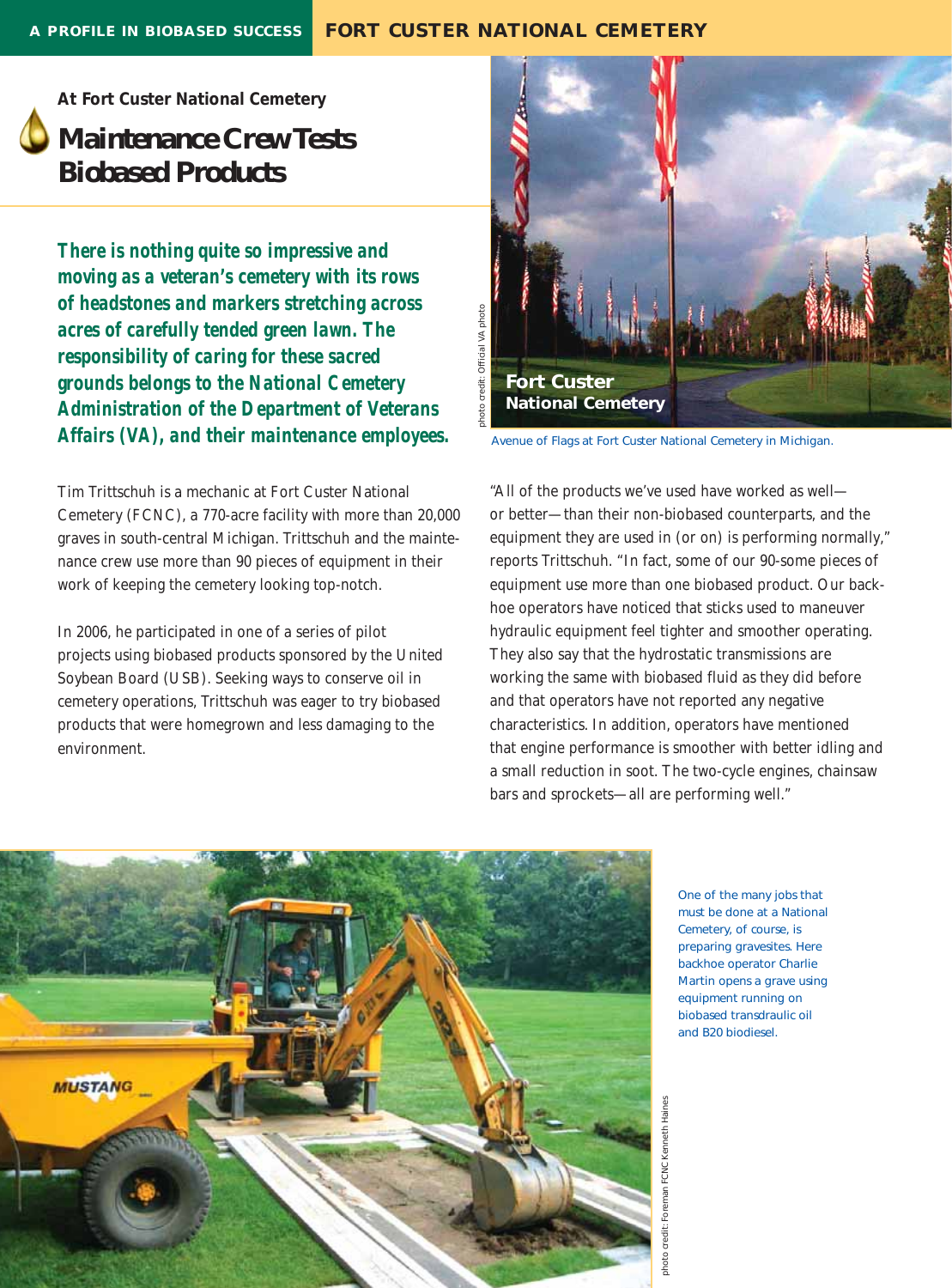A PROFILE IN BIOBASED SUCCESS **FORT CUSTER NATIONAL CEMETERY**

**At Fort Custer National Cemetery**

# Maintenance Crew Tests Biobased Products

***There is nothing quite so impressive and moving as a veteran's cemetery with its rows of headstones and markers stretching across acres of carefully tended green lawn. The responsibility of caring for these sacred grounds belongs to the National Cemetery Administration of the Department of Veterans Affairs (VA), and their maintenance employees.***

Avenue of Flags at Fort Custer National Cemetery in Michigan.

Tim Trittschuh is a mechanic at Fort Custer National Cemetery (FCNC), a 770-acre facility with more than 20,000 graves in south-central Michigan. Trittschuh and the maintenance crew use more than 90 pieces of equipment in their work of keeping the cemetery looking top-notch.

In 2006, he participated in one of a series of pilot projects using biobased products sponsored by the United Soybean Board (USB). Seeking ways to conserve oil in cemetery operations, Trittschuh was eager to try biobased products that were homegrown and less damaging to the environment.

"All of the products we've used have worked as well—or better—than their non-biobased counterparts, and the equipment they are used in (or on) is performing normally," reports Trittschuh. "In fact, some of our 90-some pieces of equipment use more than one biobased product. Our backhoe operators have noticed that sticks used to maneuver hydraulic equipment feel tighter and smoother operating. They also say that the hydrostatic transmissions are working the same with biobased fluid as they did before and that operators have not reported any negative characteristics. In addition, operators have mentioned that engine performance is smoother with better idling and a small reduction in soot. The two-cycle engines, chainsaw bars and sprockets—all are performing well."

One of the many jobs that must be done at a National Cemetery, of course, is preparing gravesites. Here backhoe operator Charlie Martin opens a grave using equipment running on biobased transdraulic oil and B20 biodiesel.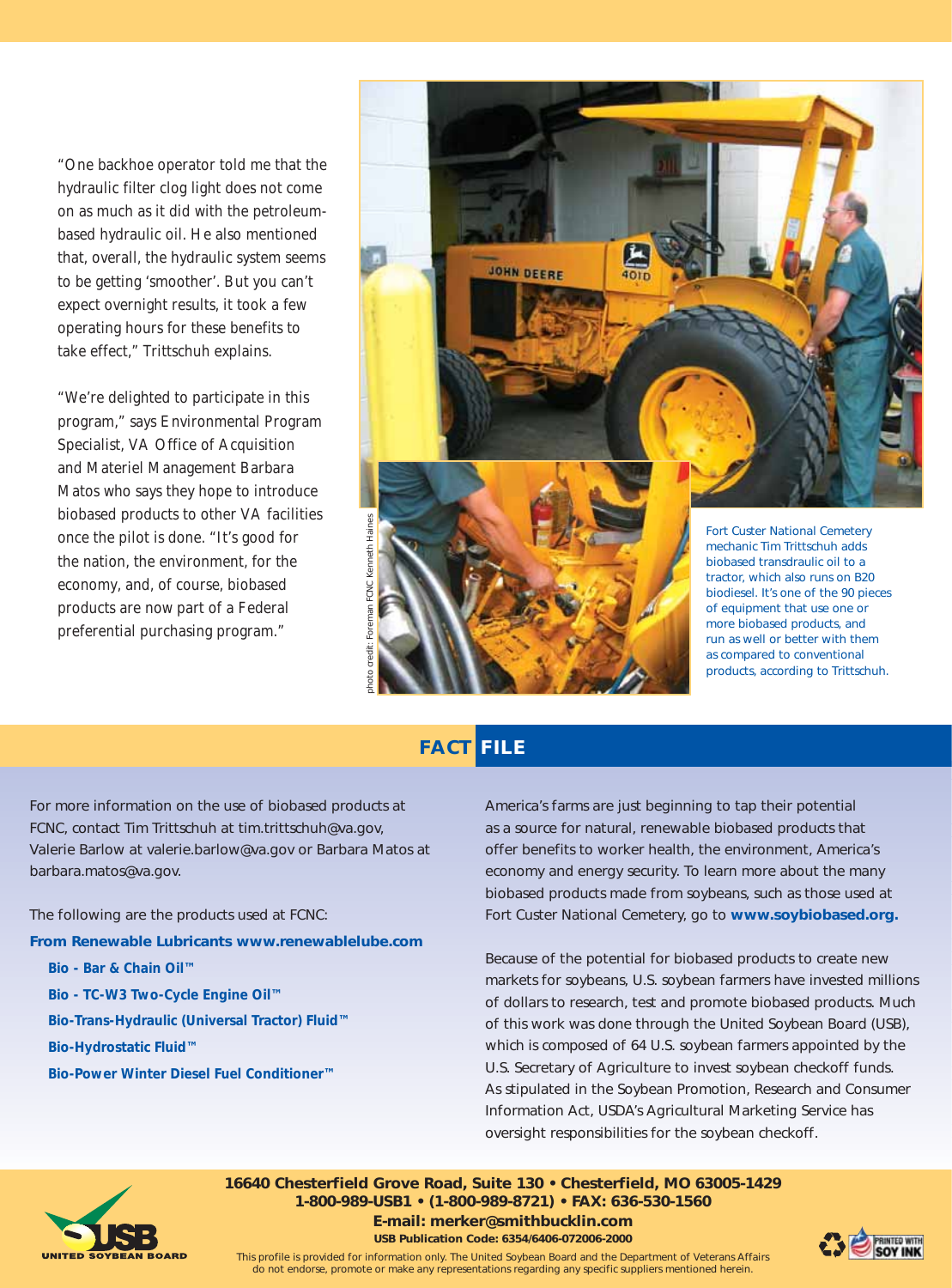"One backhoe operator told me that the hydraulic filter clog light does not come on as much as it did with the petroleum-based hydraulic oil. He also mentioned that, overall, the hydraulic system seems to be getting 'smoother'. But you can't expect overnight results, it took a few operating hours for these benefits to take effect," Trittschuh explains.

"We're delighted to participate in this program," says Environmental Program Specialist, VA Office of Acquisition and Materiel Management Barbara Matos who says they hope to introduce biobased products to other VA facilities once the pilot is done. "It's good for the nation, the environment, for the economy, and, of course, biobased products are now part of a Federal preferential purchasing program."

photo credit: Foreman FCNC Kenneth Haines

Fort Custer National Cemetery mechanic Tim Trittschuh adds biobased transdraulic oil to a tractor, which also runs on B20 biodiesel. It's one of the 90 pieces of equipment that use one or more biobased products, and run as well or better with them as compared to conventional products, according to Trittschuh.

## FACT FILE

For more information on the use of biobased products at FCNC, contact Tim Trittschuh at tim.trittschuh@va.gov, Valerie Barlow at valerie.barlow@va.gov or Barbara Matos at barbara.matos@va.gov.

The following are the products used at FCNC:

**From Renewable Lubricants www.renewablelube.com**

- **Bio - Bar & Chain Oil™**
- **Bio - TC-W3 Two-Cycle Engine Oil™**
- **Bio-Trans-Hydraulic (Universal Tractor) Fluid™**
- **Bio-Hydrostatic Fluid™**
- **Bio-Power Winter Diesel Fuel Conditioner™**

America's farms are just beginning to tap their potential as a source for natural, renewable biobased products that offer benefits to worker health, the environment, America's economy and energy security. To learn more about the many biobased products made from soybeans, such as those used at Fort Custer National Cemetery, go to **www.soybiobased.org.**

Because of the potential for biobased products to create new markets for soybeans, U.S. soybean farmers have invested millions of dollars to research, test and promote biobased products. Much of this work was done through the United Soybean Board (USB), which is composed of 64 U.S. soybean farmers appointed by the U.S. Secretary of Agriculture to invest soybean checkoff funds. As stipulated in the Soybean Promotion, Research and Consumer Information Act, USDA's Agricultural Marketing Service has oversight responsibilities for the soybean checkoff.

UNITED SOYBEAN BOARD

**16640 Chesterfield Grove Road, Suite 130 • Chesterfield, MO 63005-1429**
**1-800-989-USB1 • (1-800-989-8721) • FAX: 636-530-1560**
**E-mail: merker@smithbucklin.com**
**USB Publication Code: 6354/6406-072006-2000**

This profile is provided for information only. The United Soybean Board and the Department of Veterans Affairs do not endorse, promote or make any representations regarding any specific suppliers mentioned herein.

PRINTED WITH SOY INK